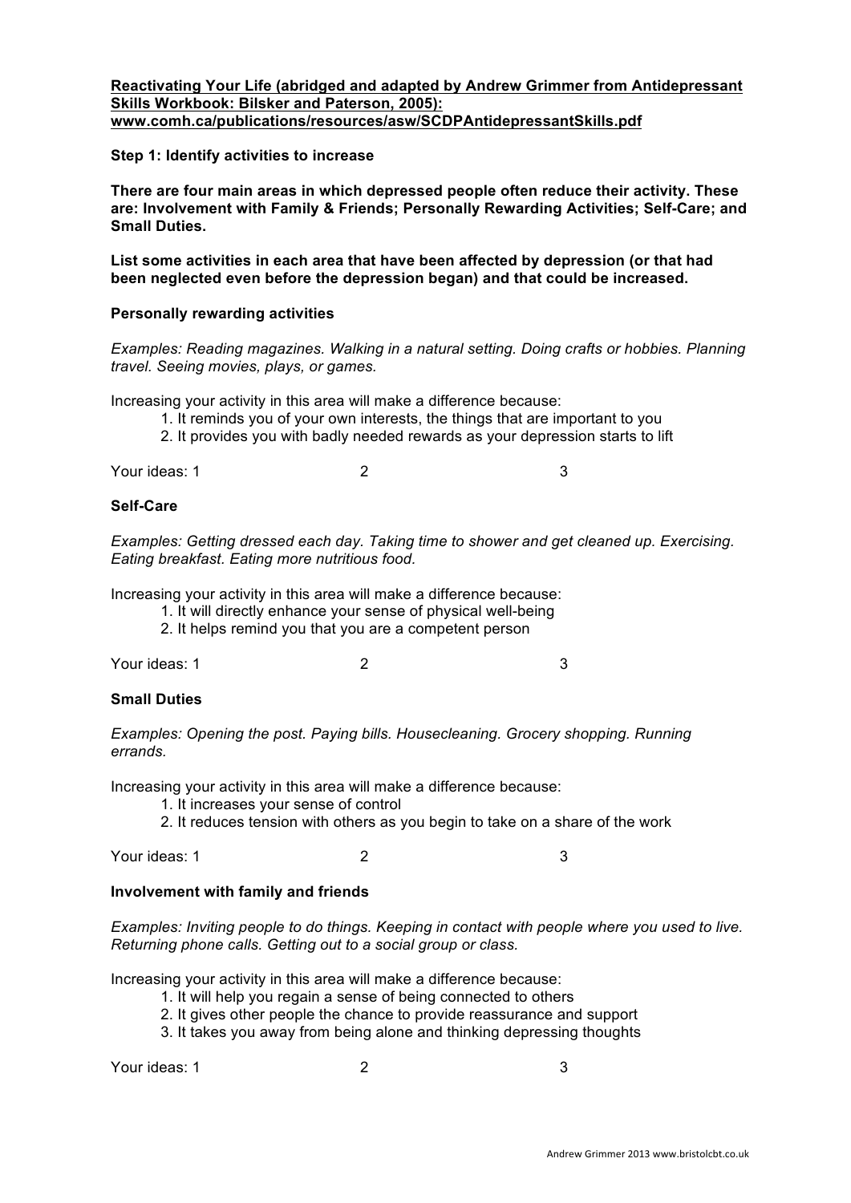**Reactivating Your Life (abridged and adapted by Andrew Grimmer from Antidepressant Skills Workbook: Bilsker and Paterson, 2005): www.comh.ca/publications/resources/asw/SCDPAntidepressantSkills.pdf**

**Step 1: Identify activities to increase**

**There are four main areas in which depressed people often reduce their activity. These are: Involvement with Family & Friends; Personally Rewarding Activities; Self-Care; and Small Duties.**

**List some activities in each area that have been affected by depression (or that had been neglected even before the depression began) and that could be increased.**

**Personally rewarding activities**

*Examples: Reading magazines. Walking in a natural setting. Doing crafts or hobbies. Planning travel. Seeing movies, plays, or games.*

Increasing your activity in this area will make a difference because:

1. It reminds you of your own interests, the things that are important to you
2. It provides you with badly needed rewards as your depression starts to lift

Your ideas: 1 2 3

**Self-Care**

*Examples: Getting dressed each day. Taking time to shower and get cleaned up. Exercising. Eating breakfast. Eating more nutritious food.*

Increasing your activity in this area will make a difference because:

1. It will directly enhance your sense of physical well-being
2. It helps remind you that you are a competent person

Your ideas: 1 2 3

**Small Duties**

*Examples: Opening the post. Paying bills. Housecleaning. Grocery shopping. Running errands.*

Increasing your activity in this area will make a difference because:

1. It increases your sense of control
2. It reduces tension with others as you begin to take on a share of the work

Your ideas: 1 2 3

**Involvement with family and friends**

*Examples: Inviting people to do things. Keeping in contact with people where you used to live. Returning phone calls. Getting out to a social group or class.*

Increasing your activity in this area will make a difference because:

1. It will help you regain a sense of being connected to others
2. It gives other people the chance to provide reassurance and support
3. It takes you away from being alone and thinking depressing thoughts

Your ideas: 1 2 3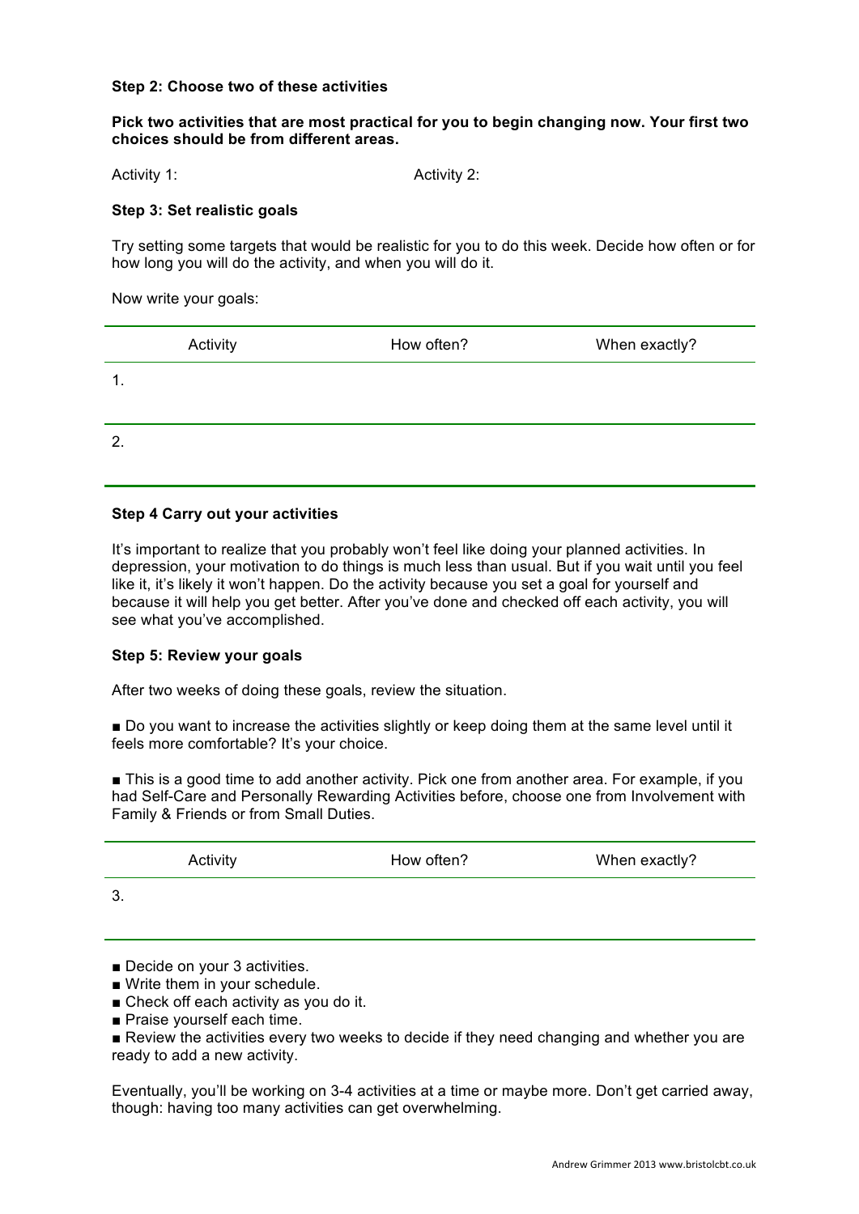**Step 2: Choose two of these activities**

**Pick two activities that are most practical for you to begin changing now. Your first two choices should be from different areas.**

Activity 1: Activity 2:

**Step 3: Set realistic goals**

Try setting some targets that would be realistic for you to do this week. Decide how often or for how long you will do the activity, and when you will do it.

Now write your goals:

| Activity | How often? | When exactly? |
|---|---|---|
| 1. | | |
| 2. | | |

**Step 4 Carry out your activities**

It's important to realize that you probably won't feel like doing your planned activities. In depression, your motivation to do things is much less than usual. But if you wait until you feel like it, it's likely it won't happen. Do the activity because you set a goal for yourself and because it will help you get better. After you've done and checked off each activity, you will see what you've accomplished.

**Step 5: Review your goals**

After two weeks of doing these goals, review the situation.

- Do you want to increase the activities slightly or keep doing them at the same level until it feels more comfortable? It's your choice.

- This is a good time to add another activity. Pick one from another area. For example, if you had Self-Care and Personally Rewarding Activities before, choose one from Involvement with Family & Friends or from Small Duties.

| Activity | How often? | When exactly? |
|---|---|---|
| 3. | | |

- Decide on your 3 activities.
- Write them in your schedule.
- Check off each activity as you do it.
- Praise yourself each time.
- Review the activities every two weeks to decide if they need changing and whether you are ready to add a new activity.

Eventually, you'll be working on 3-4 activities at a time or maybe more. Don't get carried away, though: having too many activities can get overwhelming.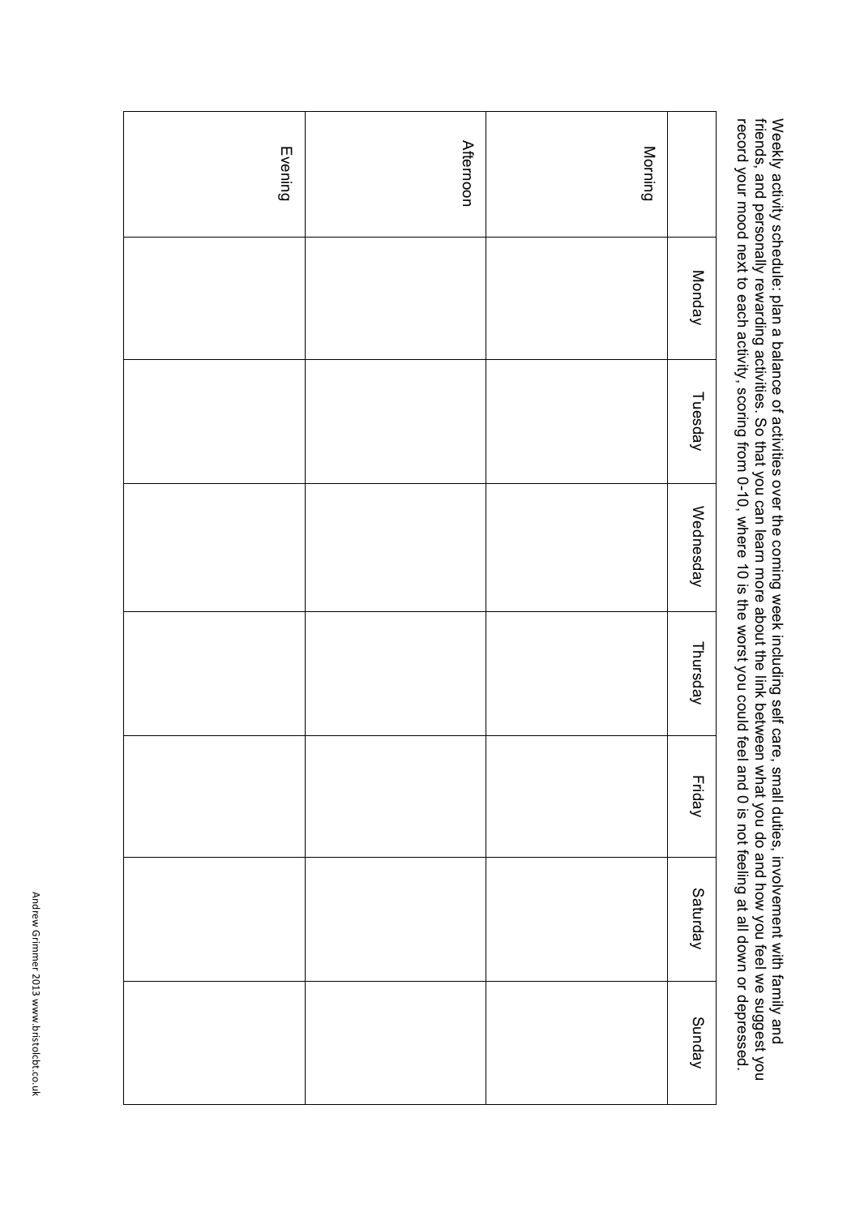Weekly activity schedule: plan a balance of activities over the coming week including self care, small duties, involvement with family and friends, and personally rewarding activities. So that you can learn more about the link between what you do and how you feel we suggest you record your mood next to each activity, scoring from 0-10, where 10 is the worst you could feel and 0 is not feeling at all down or depressed.

| | Monday | Tuesday | Wednesday | Thursday | Friday | Saturday | Sunday |
|---|---|---|---|---|---|---|---|
| Morning | | | | | | | |
| Afternoon | | | | | | | |
| Evening | | | | | | | |

Andrew Grimmer 2013 www.bristolcbt.co.uk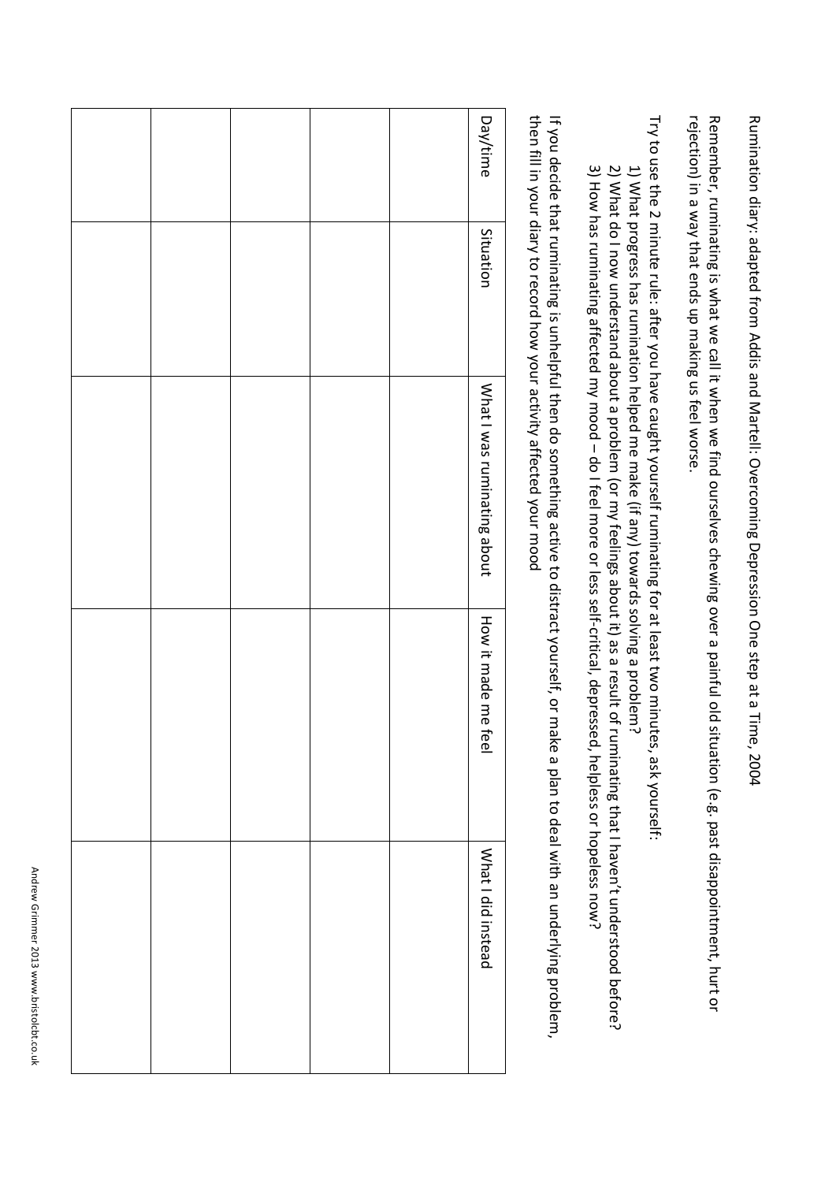Rumination diary: adapted from Addis and Martell: Overcoming Depression One step at a Time, 2004

Remember, ruminating is what we call it when we find ourselves chewing over a painful old situation (e.g. past disappointment, hurt or rejection) in a way that ends up making us feel worse.

Try to use the 2 minute rule: after you have caught yourself ruminating for at least two minutes, ask yourself:

1) What progress has rumination helped me make (if any) towards solving a problem?
2) What do I now understand about a problem (or my feelings about it) as a result of ruminating that I haven't understood before?
3) How has ruminating affected my mood – do I feel more or less self-critical, depressed, helpless or hopeless now?

If you decide that ruminating is unhelpful then do something active to distract yourself, or make a plan to deal with an underlying problem, then fill in your diary to record how your activity affected your mood

| Day/time | Situation | What I was ruminating about | How it made me feel | What I did instead |
|---|---|---|---|---|
| | | | | |
| | | | | |
| | | | | |
| | | | | |
| | | | | |

Andrew Grimmer 2013 www.bristolcbt.co.uk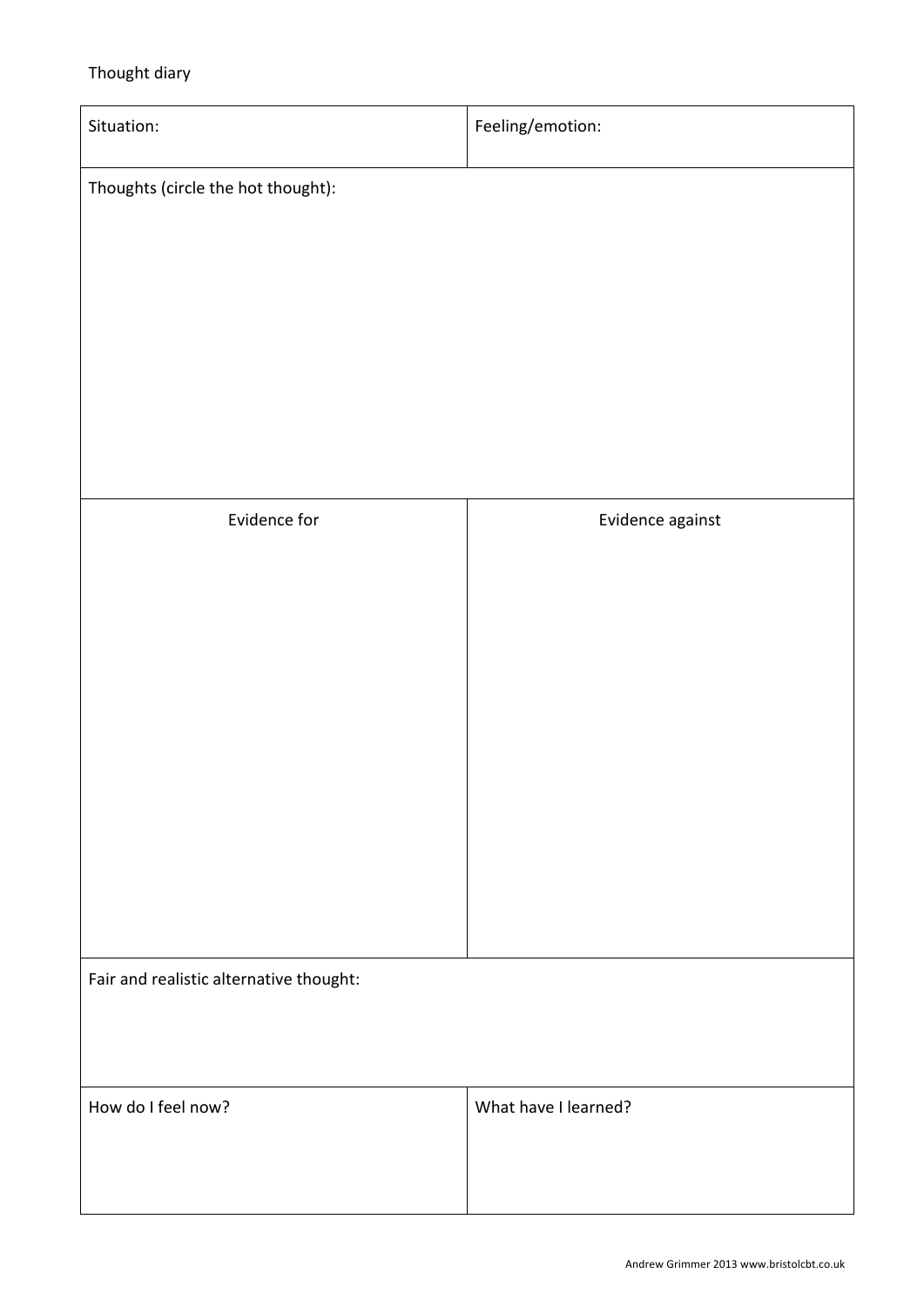Thought diary

| Situation: | Feeling/emotion: |
| --- | --- |
| Thoughts (circle the hot thought): | |
| Evidence for | Evidence against |
| Fair and realistic alternative thought: | |
| How do I feel now? | What have I learned? |

Andrew Grimmer 2013 www.bristolcbt.co.uk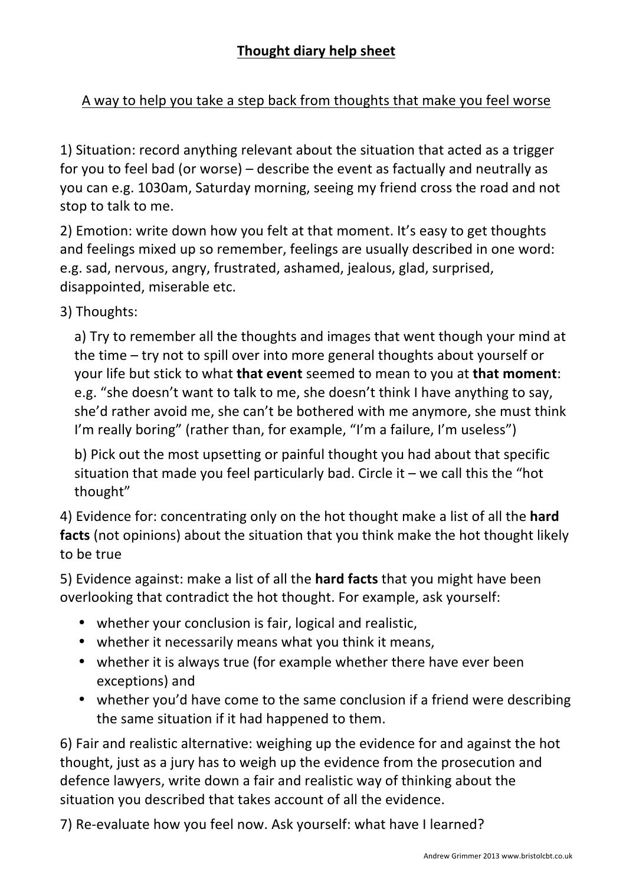## Thought diary help sheet

A way to help you take a step back from thoughts that make you feel worse

1) Situation: record anything relevant about the situation that acted as a trigger for you to feel bad (or worse) – describe the event as factually and neutrally as you can e.g. 1030am, Saturday morning, seeing my friend cross the road and not stop to talk to me.

2) Emotion: write down how you felt at that moment. It's easy to get thoughts and feelings mixed up so remember, feelings are usually described in one word: e.g. sad, nervous, angry, frustrated, ashamed, jealous, glad, surprised, disappointed, miserable etc.

3) Thoughts:

a) Try to remember all the thoughts and images that went though your mind at the time – try not to spill over into more general thoughts about yourself or your life but stick to what **that event** seemed to mean to you at **that moment**: e.g. "she doesn't want to talk to me, she doesn't think I have anything to say, she'd rather avoid me, she can't be bothered with me anymore, she must think I'm really boring" (rather than, for example, "I'm a failure, I'm useless")

b) Pick out the most upsetting or painful thought you had about that specific situation that made you feel particularly bad. Circle it – we call this the "hot thought"

4) Evidence for: concentrating only on the hot thought make a list of all the **hard facts** (not opinions) about the situation that you think make the hot thought likely to be true

5) Evidence against: make a list of all the **hard facts** that you might have been overlooking that contradict the hot thought. For example, ask yourself:

- whether your conclusion is fair, logical and realistic,
- whether it necessarily means what you think it means,
- whether it is always true (for example whether there have ever been exceptions) and
- whether you'd have come to the same conclusion if a friend were describing the same situation if it had happened to them.

6) Fair and realistic alternative: weighing up the evidence for and against the hot thought, just as a jury has to weigh up the evidence from the prosecution and defence lawyers, write down a fair and realistic way of thinking about the situation you described that takes account of all the evidence.

7) Re-evaluate how you feel now. Ask yourself: what have I learned?

Andrew Grimmer 2013 www.bristolcbt.co.uk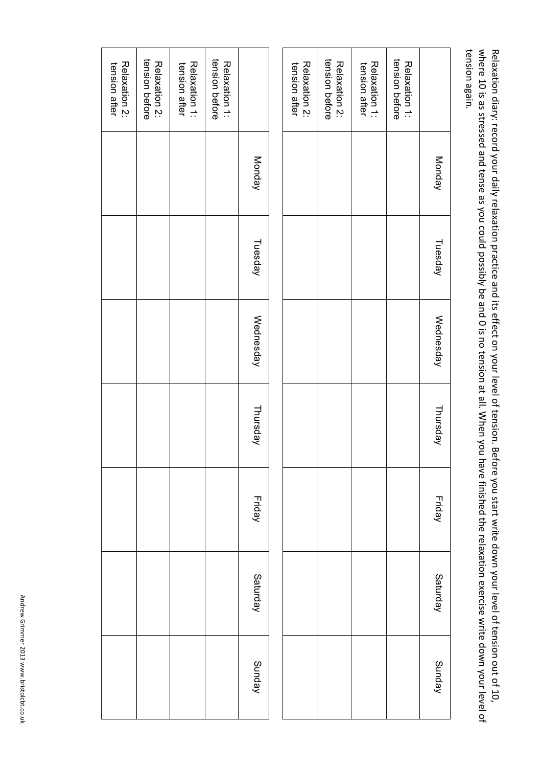Relaxation diary: record your daily relaxation practice and its effect on your level of tension. Before you start write down your level of tension out of 10, where 10 is as stressed and tense as you could possibly be and 0 is no tension at all. When you have finished the relaxation exercise write down your level of tension again.

| | Monday | Tuesday | Wednesday | Thursday | Friday | Saturday | Sunday |
|---|---|---|---|---|---|---|---|
| Relaxation 1: tension before | | | | | | | |
| Relaxation 1: tension after | | | | | | | |
| Relaxation 2: tension before | | | | | | | |
| Relaxation 2: tension after | | | | | | | |

| | Monday | Tuesday | Wednesday | Thursday | Friday | Saturday | Sunday |
|---|---|---|---|---|---|---|---|
| Relaxation 1: tension before | | | | | | | |
| Relaxation 1: tension after | | | | | | | |
| Relaxation 2: tension before | | | | | | | |
| Relaxation 2: tension after | | | | | | | |

Andrew Grimmer 2013 www.bristolcbt.co.uk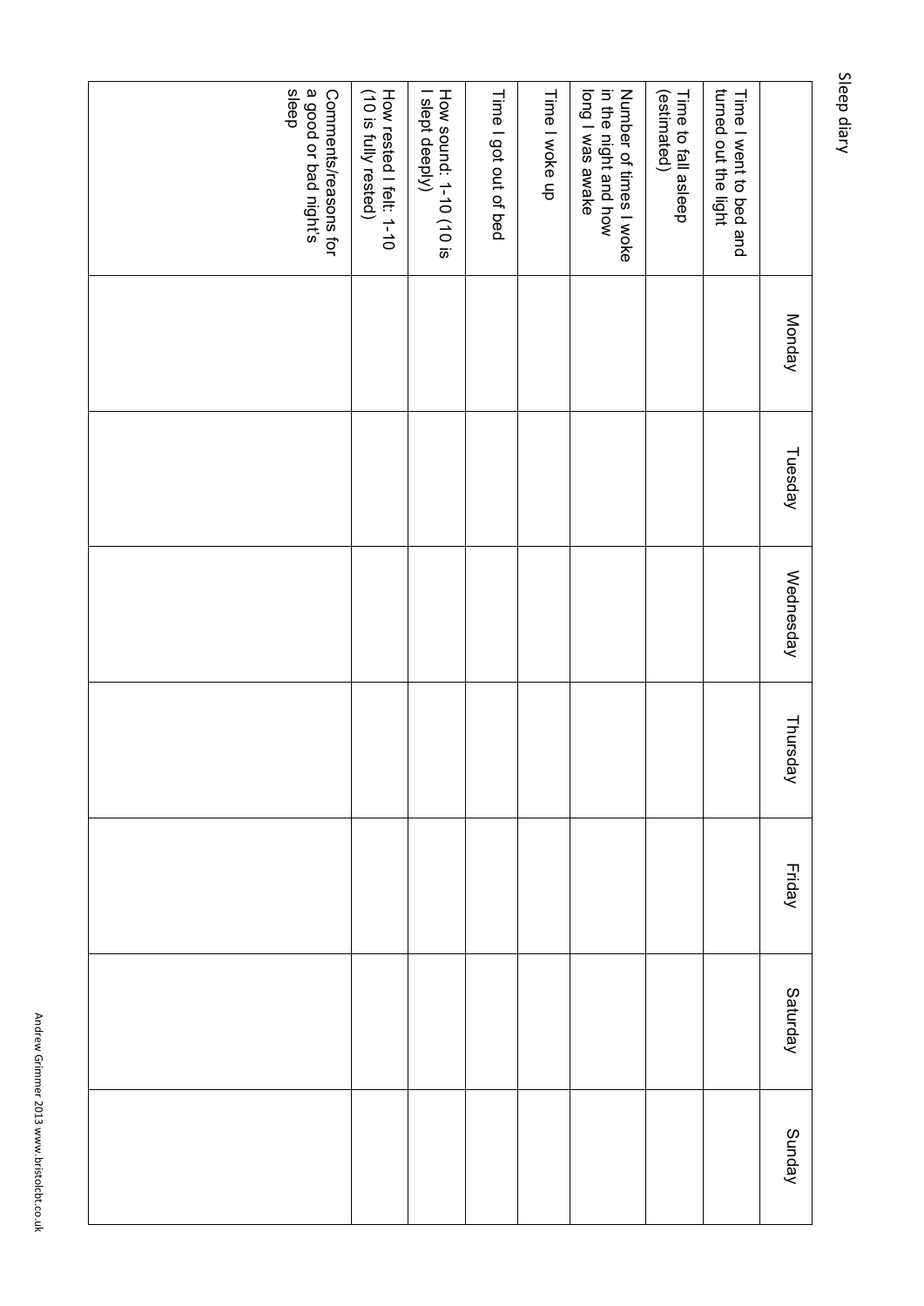Sleep diary

| | Monday | Tuesday | Wednesday | Thursday | Friday | Saturday | Sunday |
|---|---|---|---|---|---|---|---|
| Time I went to bed and turned out the light | | | | | | | |
| Time to fall asleep (estimated) | | | | | | | |
| Number of times I woke in the night and how long I was awake | | | | | | | |
| Time I woke up | | | | | | | |
| Time I got out of bed | | | | | | | |
| How sound: 1-10 (10 is I slept deeply) | | | | | | | |
| How rested I felt: 1-10 (10 is fully rested) | | | | | | | |
| Comments/reasons for a good or bad night's sleep | | | | | | | |

Andrew Grimmer 2013 www.bristolcbt.co.uk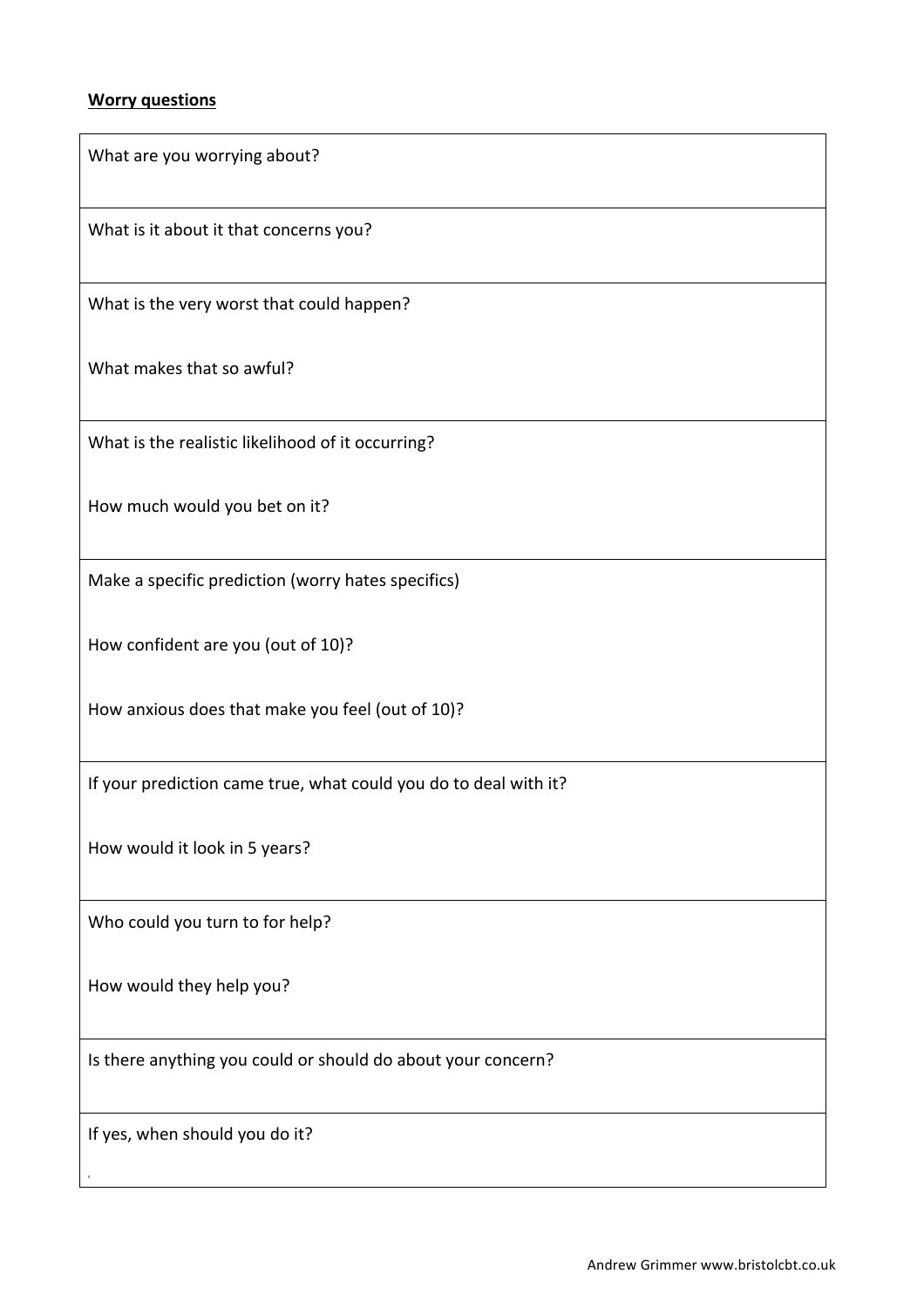**Worry questions**

| What are you worrying about? |
|---|
| What is it about it that concerns you? |
| What is the very worst that could happen?<br><br>What makes that so awful? |
| What is the realistic likelihood of it occurring?<br><br>How much would you bet on it? |
| Make a specific prediction (worry hates specifics)<br><br>How confident are you (out of 10)?<br><br>How anxious does that make you feel (out of 10)? |
| If your prediction came true, what could you do to deal with it?<br><br>How would it look in 5 years? |
| Who could you turn to for help?<br><br>How would they help you? |
| Is there anything you could or should do about your concern? |
| If yes, when should you do it? |

Andrew Grimmer www.bristolcbt.co.uk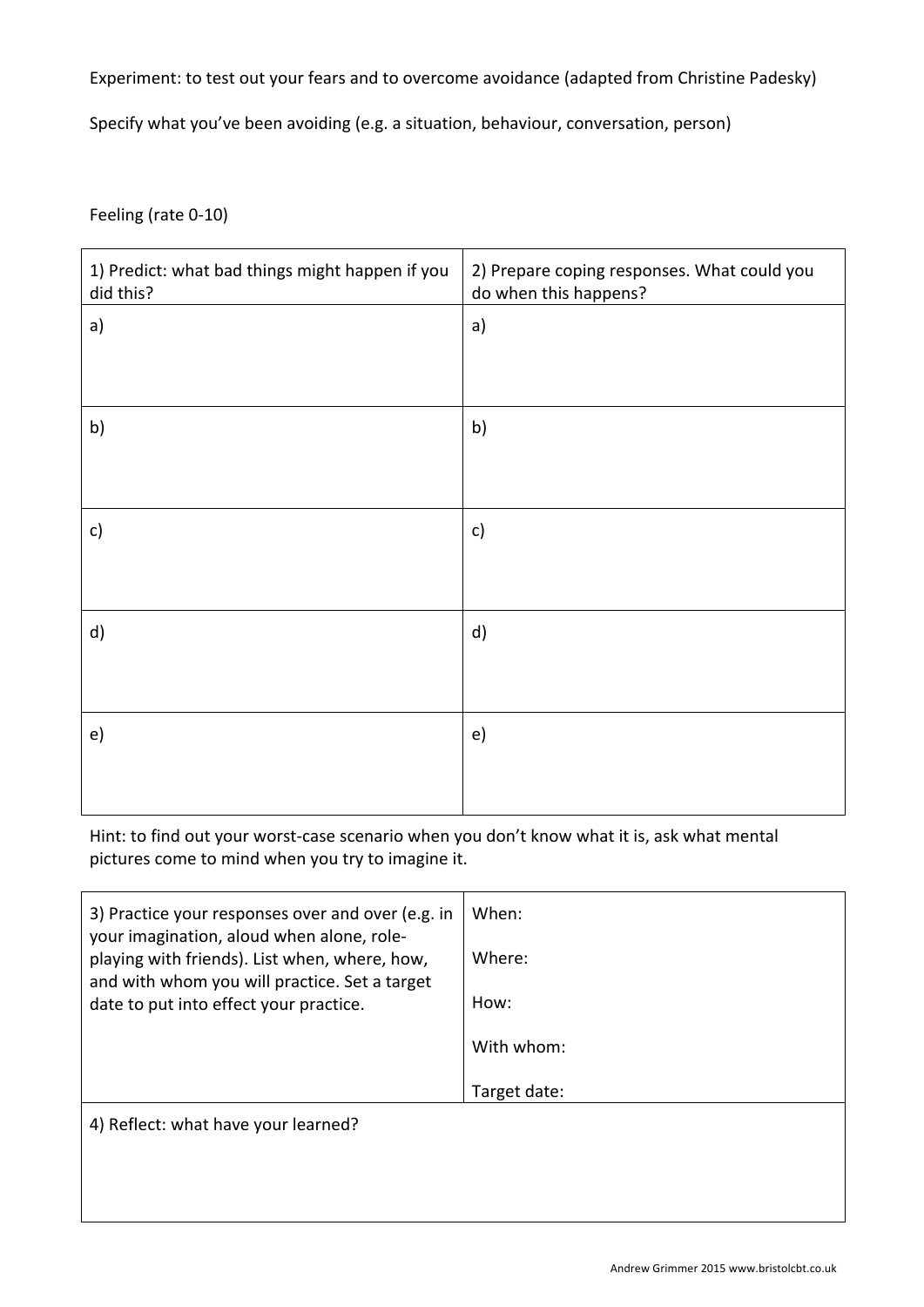Experiment: to test out your fears and to overcome avoidance (adapted from Christine Padesky)

Specify what you've been avoiding (e.g. a situation, behaviour, conversation, person)

Feeling (rate 0-10)

| 1) Predict: what bad things might happen if you did this? | 2) Prepare coping responses. What could you do when this happens? |
| --- | --- |
| a) | a) |
| b) | b) |
| c) | c) |
| d) | d) |
| e) | e) |

Hint: to find out your worst-case scenario when you don't know what it is, ask what mental pictures come to mind when you try to imagine it.

| 3) Practice your responses over and over (e.g. in your imagination, aloud when alone, role-playing with friends). List when, where, how, and with whom you will practice. Set a target date to put into effect your practice. | When:<br><br>Where:<br><br>How:<br><br>With whom:<br><br>Target date: |
| --- | --- |
| 4) Reflect: what have your learned? | |

Andrew Grimmer 2015 www.bristolcbt.co.uk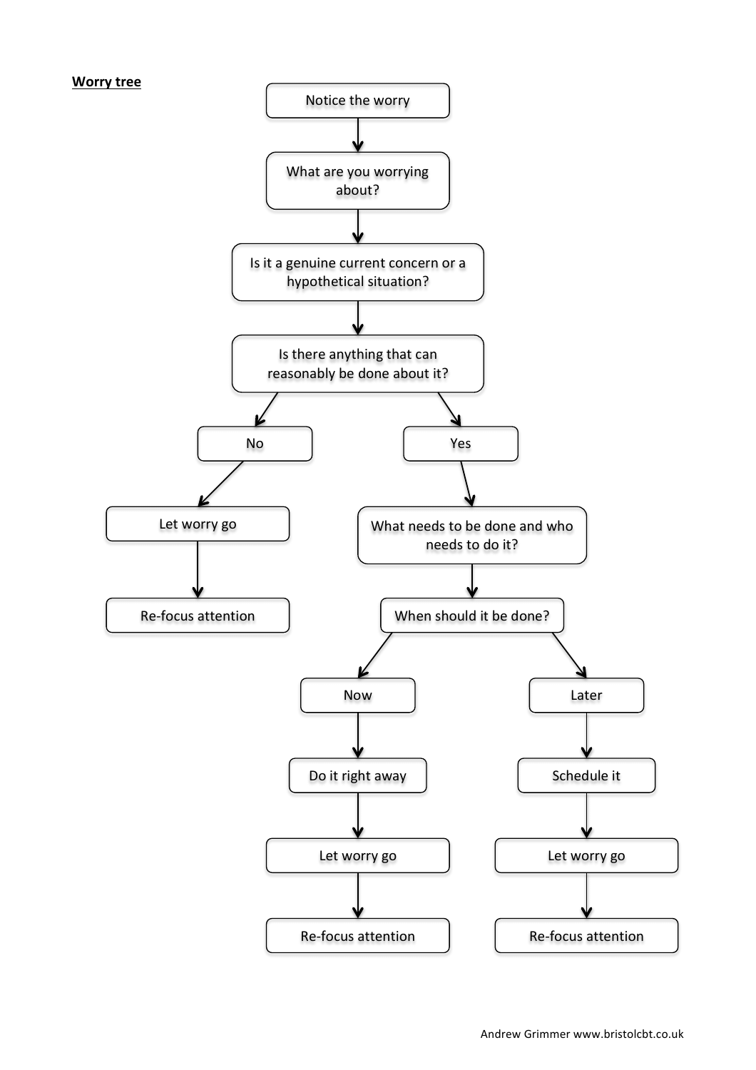**Worry tree**

- Notice the worry
- What are you worrying about?
- Is it a genuine current concern or a hypothetical situation?
- Is there anything that can reasonably be done about it?
  - **No**
    - Let worry go
    - Re-focus attention
  - **Yes**
    - What needs to be done and who needs to do it?
    - When should it be done?
      - **Now**
        - Do it right away
        - Let worry go
        - Re-focus attention
      - **Later**
        - Schedule it
        - Let worry go
        - Re-focus attention

Andrew Grimmer www.bristolcbt.co.uk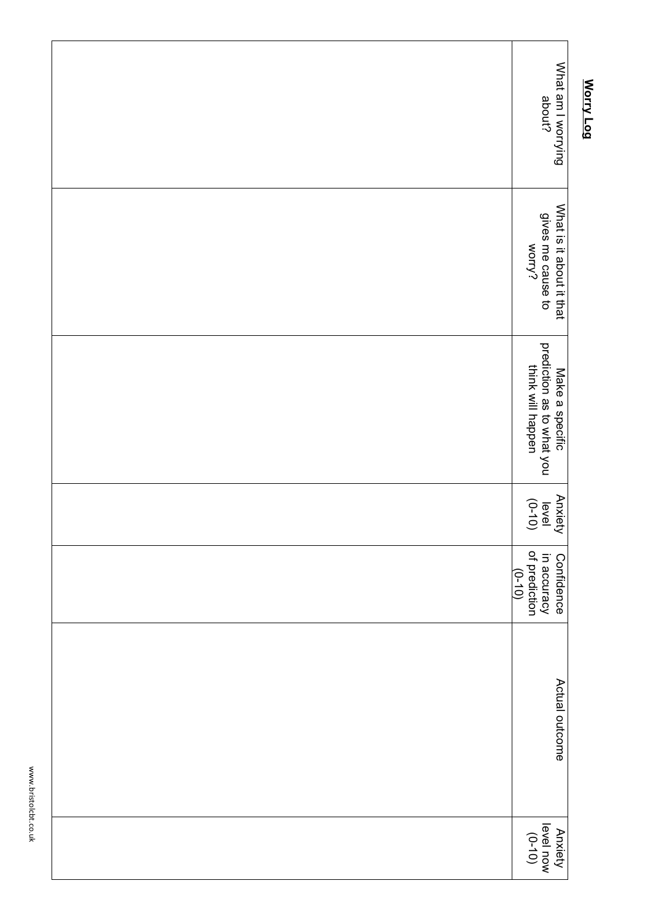**Worry Log**

| What am I worrying about? | What is it about it that gives me cause to worry? | Make a specific prediction as to what you think will happen | Anxiety level (0-10) | Confidence in accuracy of prediction (0-10) | Actual outcome | Anxiety level now (0-10) |
|---|---|---|---|---|---|---|
| | | | | | | |

www.bristolcbt.co.uk